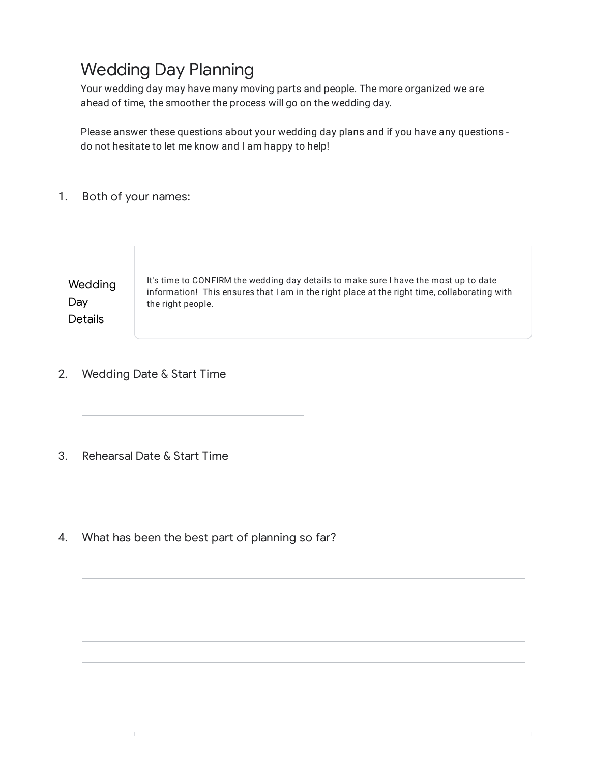# Wedding Day Planning

Your wedding day may have many moving parts and people. The more organized we are ahead of time, the smoother the process will go on the wedding day.

Please answer these questions about your wedding day plans and if you have any questions - do not hesitate to let me know and I am happy to help!

1. Both of your names:

_______________________________

## Wedding Day Details

It's time to CONFIRM the wedding day details to make sure I have the most up to date information! This ensures that I am in the right place at the right time, collaborating with the right people.

2. Wedding Date & Start Time

_______________________________

3. Rehearsal Date & Start Time

_______________________________

4. What has been the best part of planning so far?

_______________________________________________________________

_______________________________________________________________

_______________________________________________________________

_______________________________________________________________

_______________________________________________________________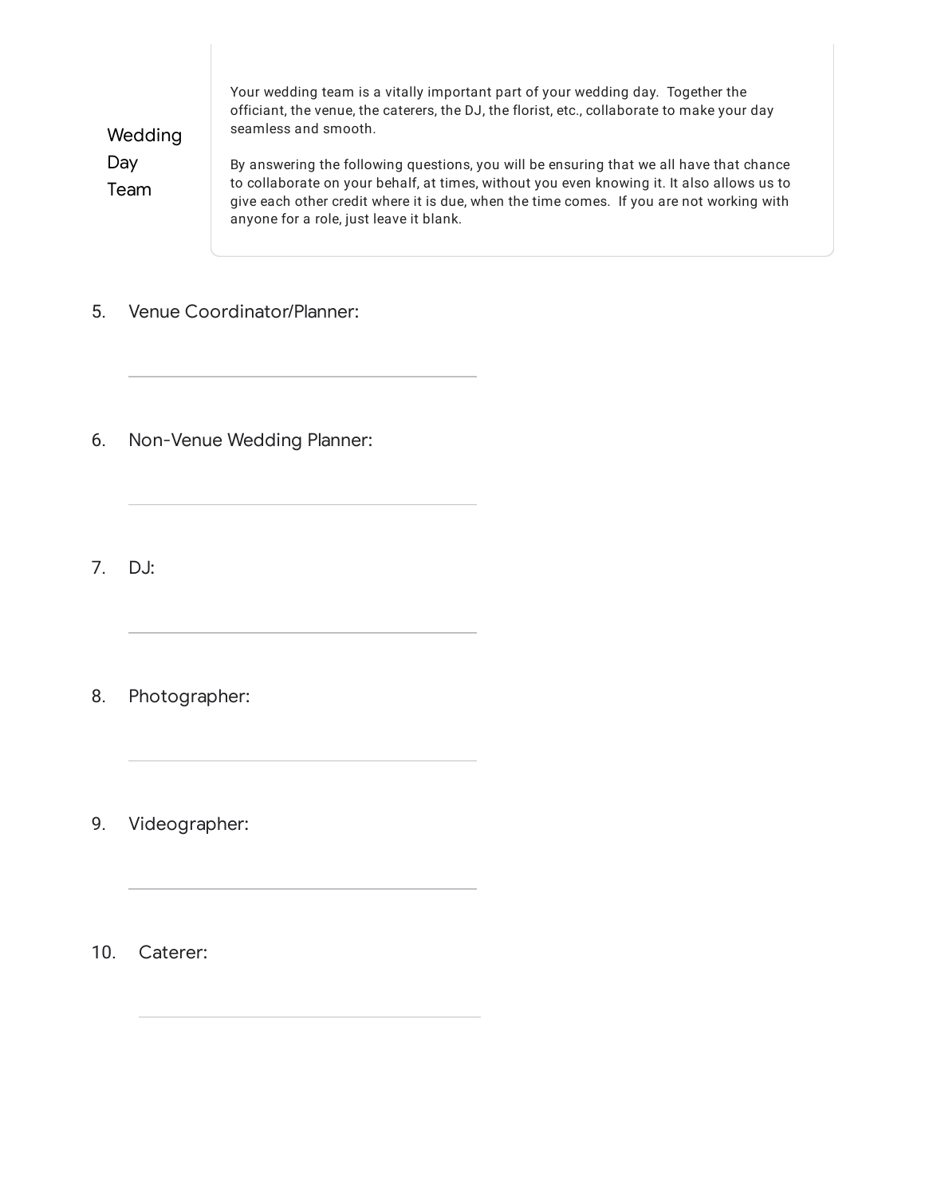## Wedding Day Team

Your wedding team is a vitally important part of your wedding day. Together the officiant, the venue, the caterers, the DJ, the florist, etc., collaborate to make your day seamless and smooth.

By answering the following questions, you will be ensuring that we all have that chance to collaborate on your behalf, at times, without you even knowing it. It also allows us to give each other credit where it is due, when the time comes. If you are not working with anyone for a role, just leave it blank.

5. Venue Coordinator/Planner:

_______________________________

6. Non-Venue Wedding Planner:

_______________________________

7. DJ:

_______________________________

8. Photographer:

_______________________________

9. Videographer:

_______________________________

10. Caterer:

_______________________________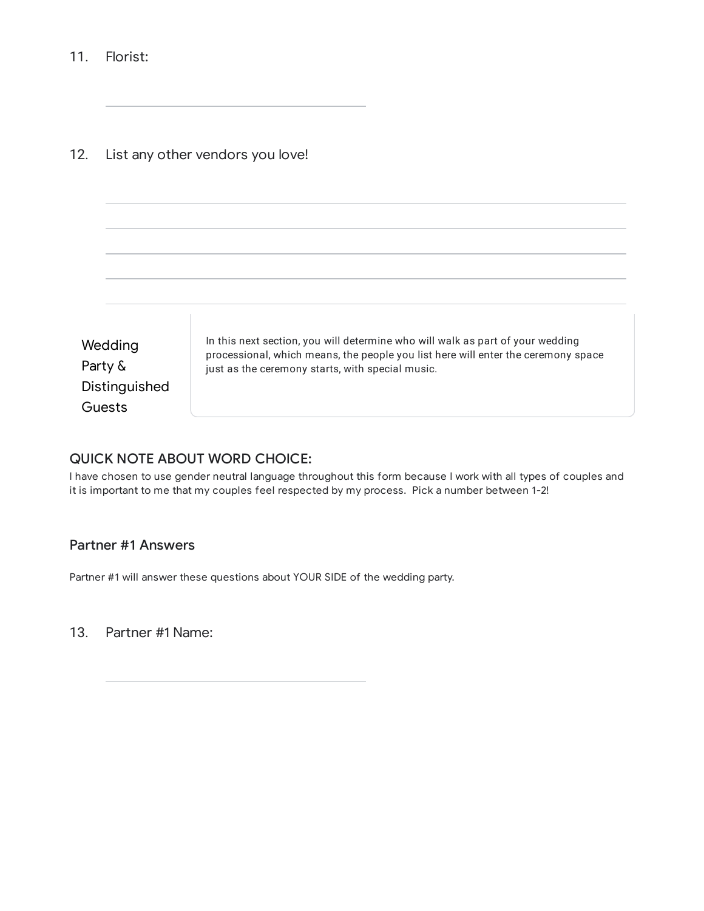11. Florist:

_______________________________

12. List any other vendors you love!

_______________________________
_______________________________
_______________________________
_______________________________
_______________________________

## Wedding Party & Distinguished Guests

In this next section, you will determine who will walk as part of your wedding processional, which means, the people you list here will enter the ceremony space just as the ceremony starts, with special music.

### QUICK NOTE ABOUT WORD CHOICE:

I have chosen to use gender neutral language throughout this form because I work with all types of couples and it is important to me that my couples feel respected by my process. Pick a number between 1-2!

### Partner #1 Answers

Partner #1 will answer these questions about YOUR SIDE of the wedding party.

13. Partner #1 Name:

_______________________________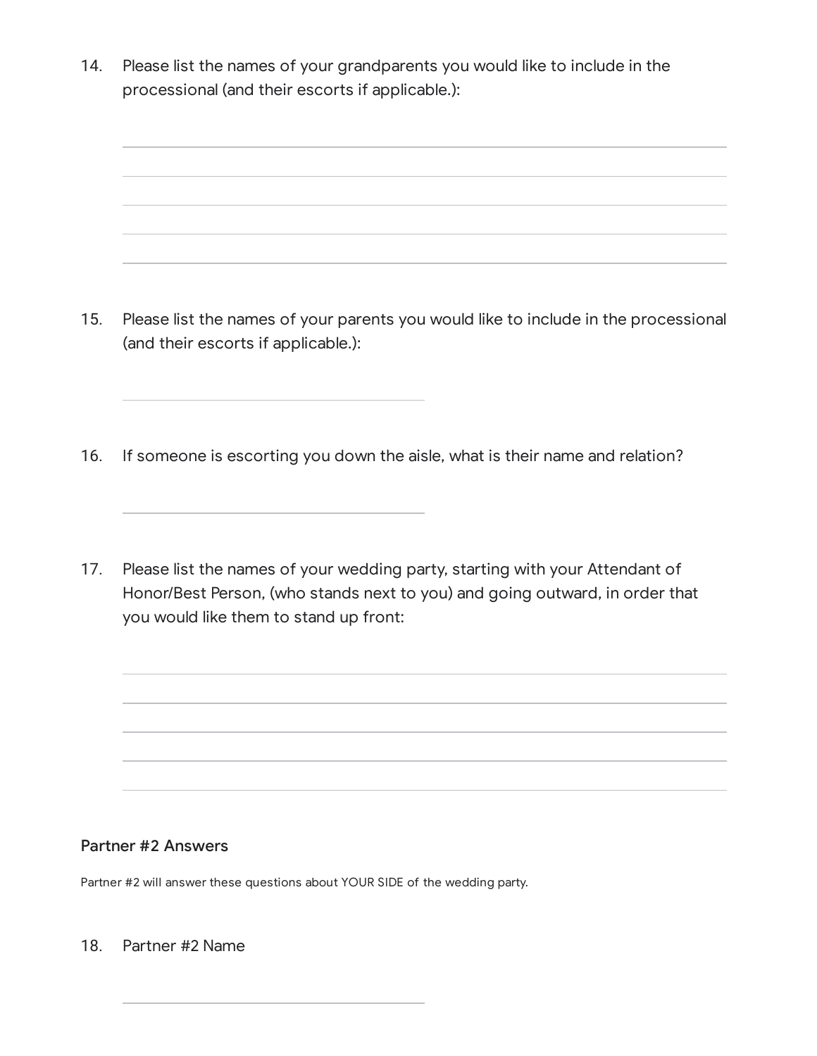14. Please list the names of your grandparents you would like to include in the processional (and their escorts if applicable.):

15. Please list the names of your parents you would like to include in the processional (and their escorts if applicable.):

16. If someone is escorting you down the aisle, what is their name and relation?

17. Please list the names of your wedding party, starting with your Attendant of Honor/Best Person, (who stands next to you) and going outward, in order that you would like them to stand up front:

### Partner #2 Answers

Partner #2 will answer these questions about YOUR SIDE of the wedding party.

18. Partner #2 Name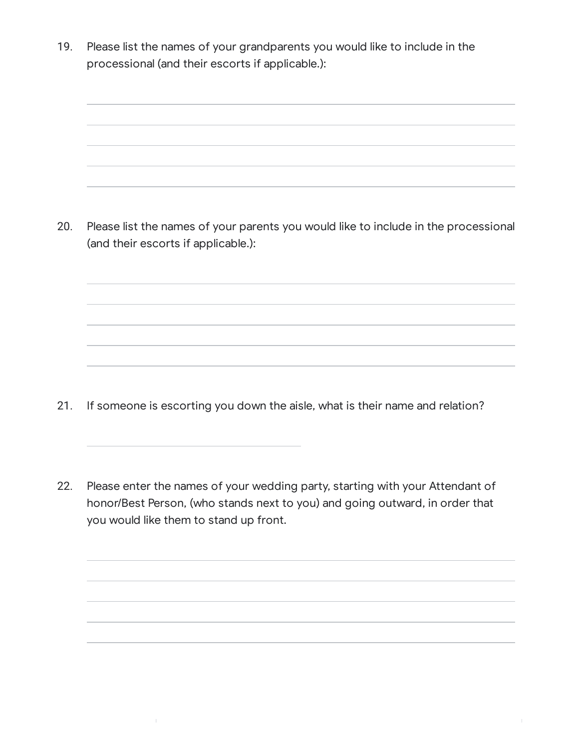19. Please list the names of your grandparents you would like to include in the processional (and their escorts if applicable.):

20. Please list the names of your parents you would like to include in the processional (and their escorts if applicable.):

21. If someone is escorting you down the aisle, what is their name and relation?

22. Please enter the names of your wedding party, starting with your Attendant of honor/Best Person, (who stands next to you) and going outward, in order that you would like them to stand up front.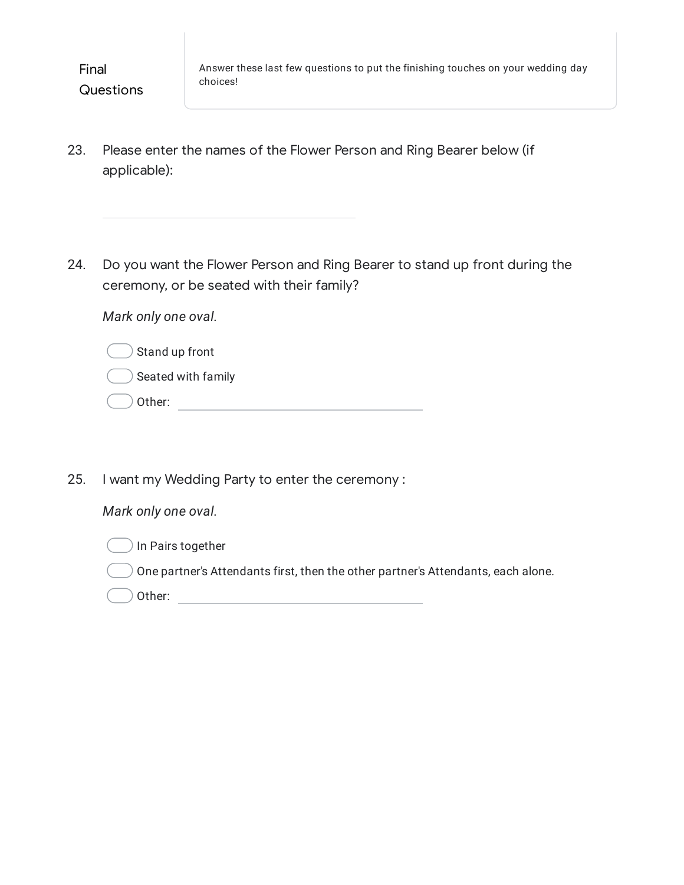## Final Questions

Answer these last few questions to put the finishing touches on your wedding day choices!

23. Please enter the names of the Flower Person and Ring Bearer below (if applicable):

_______________________________

24. Do you want the Flower Person and Ring Bearer to stand up front during the ceremony, or be seated with their family?

*Mark only one oval.*

- ( ) Stand up front
- ( ) Seated with family
- ( ) Other: _______________________________

25. I want my Wedding Party to enter the ceremony :

*Mark only one oval.*

- ( ) In Pairs together
- ( ) One partner's Attendants first, then the other partner's Attendants, each alone.
- ( ) Other: _______________________________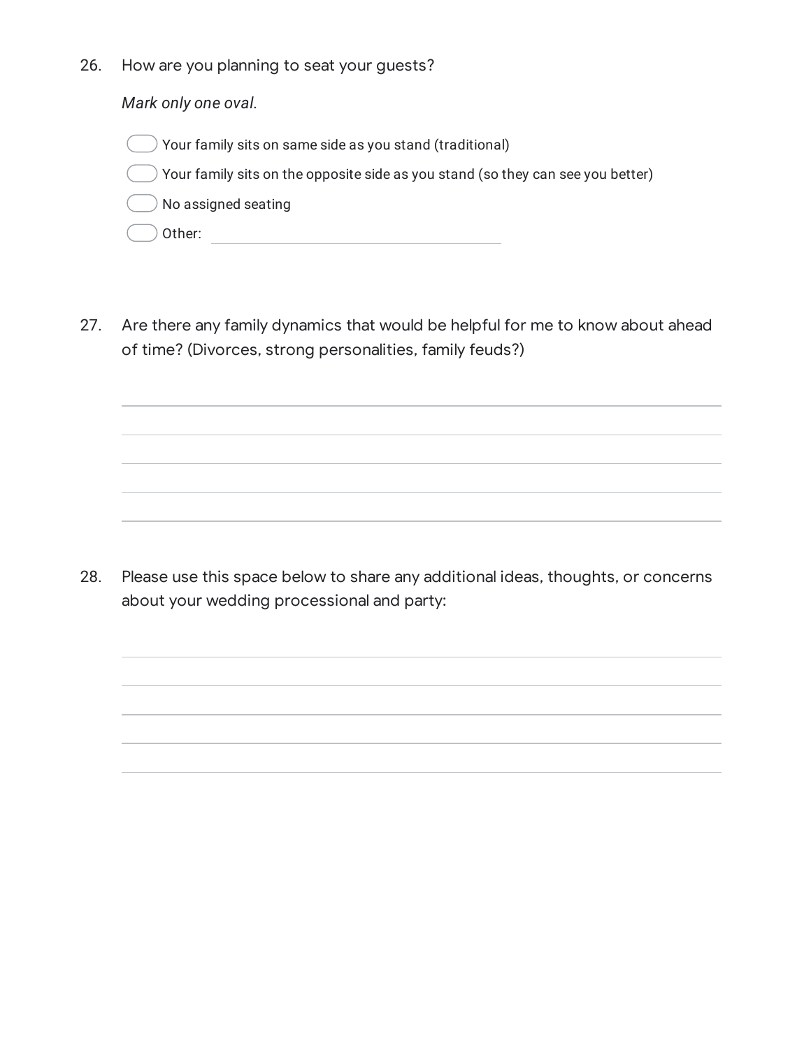26. How are you planning to seat your guests?

    *Mark only one oval.*

    - ( ) Your family sits on same side as you stand (traditional)
    - ( ) Your family sits on the opposite side as you stand (so they can see you better)
    - ( ) No assigned seating
    - ( ) Other: \_\_\_\_\_\_\_\_\_\_\_\_\_\_\_\_\_\_\_\_

27. Are there any family dynamics that would be helpful for me to know about ahead of time? (Divorces, strong personalities, family feuds?)

    \_\_\_\_\_\_\_\_\_\_\_\_\_\_\_\_\_\_\_\_\_\_\_\_\_\_\_\_\_\_\_\_\_\_\_\_\_\_\_\_

    \_\_\_\_\_\_\_\_\_\_\_\_\_\_\_\_\_\_\_\_\_\_\_\_\_\_\_\_\_\_\_\_\_\_\_\_\_\_\_\_

    \_\_\_\_\_\_\_\_\_\_\_\_\_\_\_\_\_\_\_\_\_\_\_\_\_\_\_\_\_\_\_\_\_\_\_\_\_\_\_\_

    \_\_\_\_\_\_\_\_\_\_\_\_\_\_\_\_\_\_\_\_\_\_\_\_\_\_\_\_\_\_\_\_\_\_\_\_\_\_\_\_

    \_\_\_\_\_\_\_\_\_\_\_\_\_\_\_\_\_\_\_\_\_\_\_\_\_\_\_\_\_\_\_\_\_\_\_\_\_\_\_\_

28. Please use this space below to share any additional ideas, thoughts, or concerns about your wedding processional and party:

    \_\_\_\_\_\_\_\_\_\_\_\_\_\_\_\_\_\_\_\_\_\_\_\_\_\_\_\_\_\_\_\_\_\_\_\_\_\_\_\_

    \_\_\_\_\_\_\_\_\_\_\_\_\_\_\_\_\_\_\_\_\_\_\_\_\_\_\_\_\_\_\_\_\_\_\_\_\_\_\_\_

    \_\_\_\_\_\_\_\_\_\_\_\_\_\_\_\_\_\_\_\_\_\_\_\_\_\_\_\_\_\_\_\_\_\_\_\_\_\_\_\_

    \_\_\_\_\_\_\_\_\_\_\_\_\_\_\_\_\_\_\_\_\_\_\_\_\_\_\_\_\_\_\_\_\_\_\_\_\_\_\_\_

    \_\_\_\_\_\_\_\_\_\_\_\_\_\_\_\_\_\_\_\_\_\_\_\_\_\_\_\_\_\_\_\_\_\_\_\_\_\_\_\_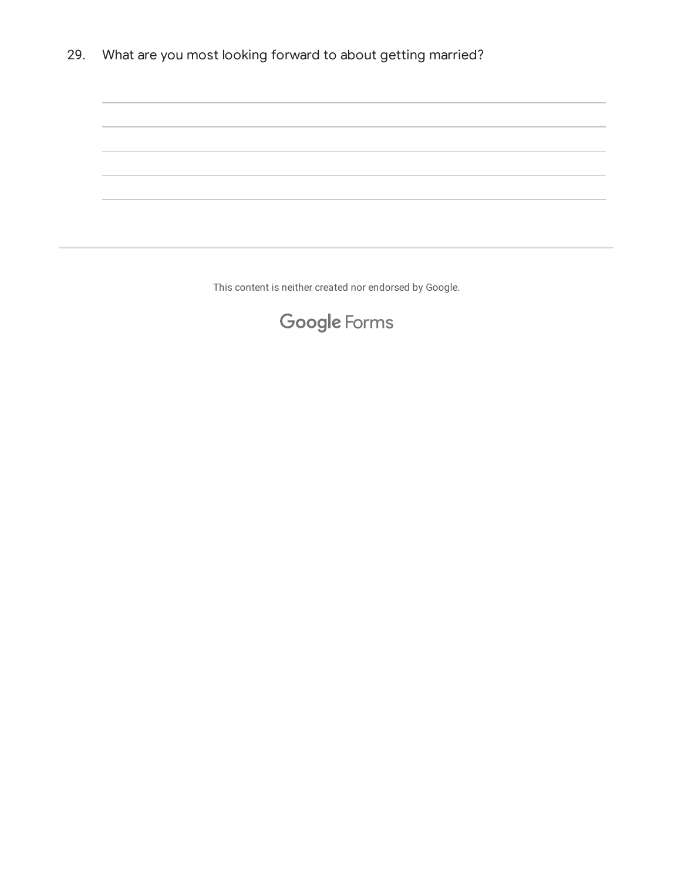29. What are you most looking forward to about getting married?

This content is neither created nor endorsed by Google.

Google Forms